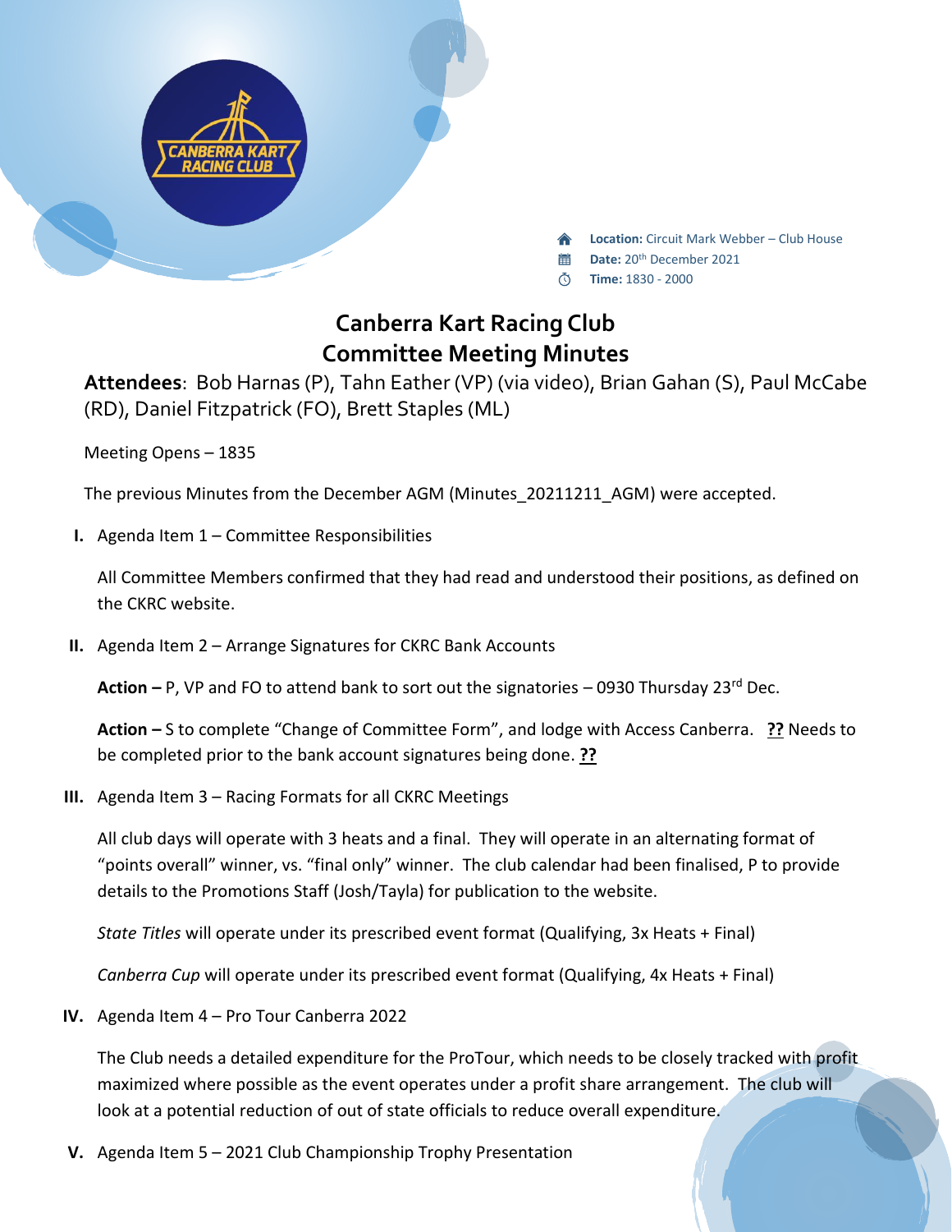**Location:** Circuit Mark Webber – Club House
**Date:** 20th December 2021
**Time:** 1830 - 2000

# Canberra Kart Racing Club
## Committee Meeting Minutes

**Attendees**: Bob Harnas (P), Tahn Eather (VP) (via video), Brian Gahan (S), Paul McCabe (RD), Daniel Fitzpatrick (FO), Brett Staples (ML)

Meeting Opens – 1835

The previous Minutes from the December AGM (Minutes_20211211_AGM) were accepted.

I. Agenda Item 1 – Committee Responsibilities

   All Committee Members confirmed that they had read and understood their positions, as defined on the CKRC website.

II. Agenda Item 2 – Arrange Signatures for CKRC Bank Accounts

   **Action –** P, VP and FO to attend bank to sort out the signatories – 0930 Thursday 23rd Dec.

   **Action –** S to complete "Change of Committee Form", and lodge with Access Canberra. **??** Needs to be completed prior to the bank account signatures being done. **??**

III. Agenda Item 3 – Racing Formats for all CKRC Meetings

   All club days will operate with 3 heats and a final. They will operate in an alternating format of "points overall" winner, vs. "final only" winner. The club calendar had been finalised, P to provide details to the Promotions Staff (Josh/Tayla) for publication to the website.

   *State Titles* will operate under its prescribed event format (Qualifying, 3x Heats + Final)

   *Canberra Cup* will operate under its prescribed event format (Qualifying, 4x Heats + Final)

IV. Agenda Item 4 – Pro Tour Canberra 2022

   The Club needs a detailed expenditure for the ProTour, which needs to be closely tracked with profit maximized where possible as the event operates under a profit share arrangement. The club will look at a potential reduction of out of state officials to reduce overall expenditure.

V. Agenda Item 5 – 2021 Club Championship Trophy Presentation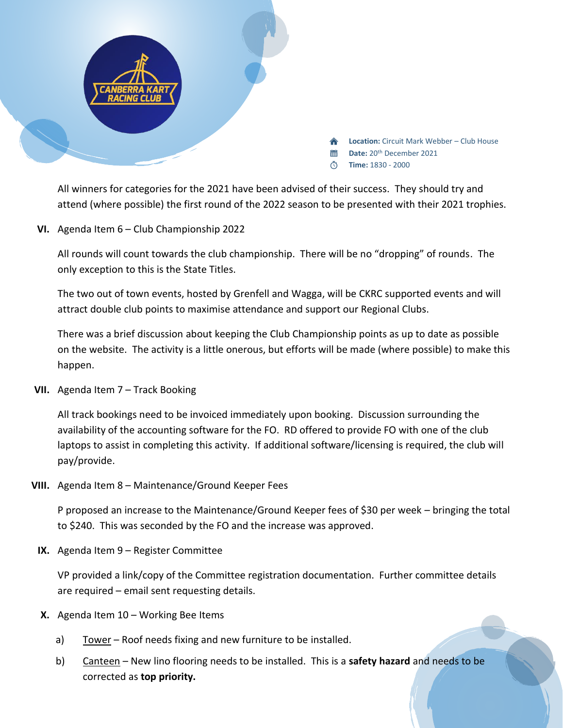**Location:** Circuit Mark Webber – Club House
**Date:** 20th December 2021
**Time:** 1830 - 2000

All winners for categories for the 2021 have been advised of their success. They should try and attend (where possible) the first round of the 2022 season to be presented with their 2021 trophies.

VI. Agenda Item 6 – Club Championship 2022

All rounds will count towards the club championship. There will be no "dropping" of rounds. The only exception to this is the State Titles.

The two out of town events, hosted by Grenfell and Wagga, will be CKRC supported events and will attract double club points to maximise attendance and support our Regional Clubs.

There was a brief discussion about keeping the Club Championship points as up to date as possible on the website. The activity is a little onerous, but efforts will be made (where possible) to make this happen.

VII. Agenda Item 7 – Track Booking

All track bookings need to be invoiced immediately upon booking. Discussion surrounding the availability of the accounting software for the FO. RD offered to provide FO with one of the club laptops to assist in completing this activity. If additional software/licensing is required, the club will pay/provide.

VIII. Agenda Item 8 – Maintenance/Ground Keeper Fees

P proposed an increase to the Maintenance/Ground Keeper fees of $30 per week – bringing the total to $240. This was seconded by the FO and the increase was approved.

IX. Agenda Item 9 – Register Committee

VP provided a link/copy of the Committee registration documentation. Further committee details are required – email sent requesting details.

X. Agenda Item 10 – Working Bee Items

a) Tower – Roof needs fixing and new furniture to be installed.

b) Canteen – New lino flooring needs to be installed. This is a **safety hazard** and needs to be corrected as **top priority.**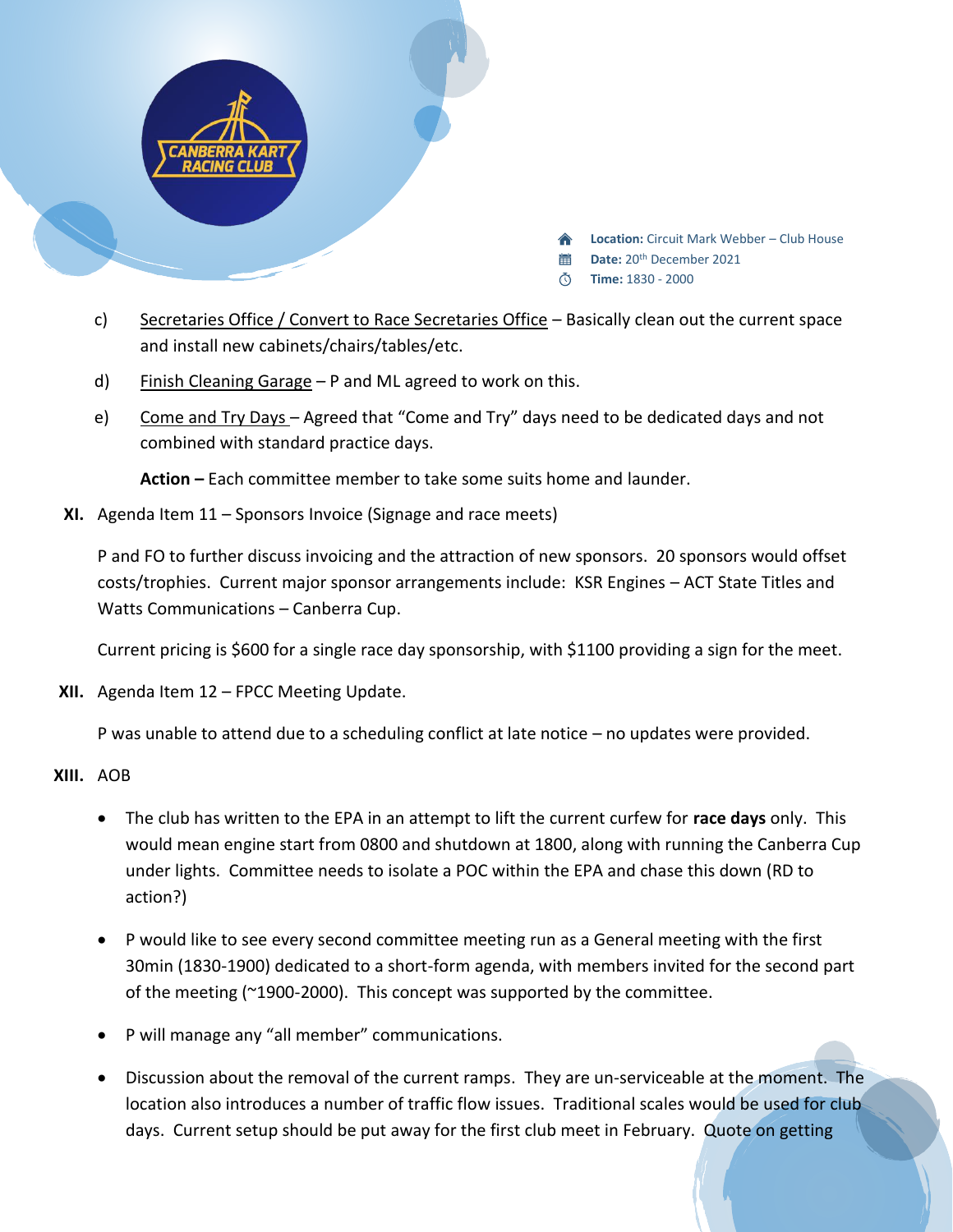c) Secretaries Office / Convert to Race Secretaries Office – Basically clean out the current space and install new cabinets/chairs/tables/etc.

d) Finish Cleaning Garage – P and ML agreed to work on this.

e) Come and Try Days – Agreed that "Come and Try" days need to be dedicated days and not combined with standard practice days.

**Action –** Each committee member to take some suits home and launder.

**XI.** Agenda Item 11 – Sponsors Invoice (Signage and race meets)

P and FO to further discuss invoicing and the attraction of new sponsors. 20 sponsors would offset costs/trophies. Current major sponsor arrangements include: KSR Engines – ACT State Titles and Watts Communications – Canberra Cup.

Current pricing is $600 for a single race day sponsorship, with $1100 providing a sign for the meet.

**XII.** Agenda Item 12 – FPCC Meeting Update.

P was unable to attend due to a scheduling conflict at late notice – no updates were provided.

**XIII.** AOB

- The club has written to the EPA in an attempt to lift the current curfew for **race days** only. This would mean engine start from 0800 and shutdown at 1800, along with running the Canberra Cup under lights. Committee needs to isolate a POC within the EPA and chase this down (RD to action?)

- P would like to see every second committee meeting run as a General meeting with the first 30min (1830-1900) dedicated to a short-form agenda, with members invited for the second part of the meeting (~1900-2000). This concept was supported by the committee.

- P will manage any "all member" communications.

- Discussion about the removal of the current ramps. They are un-serviceable at the moment. The location also introduces a number of traffic flow issues. Traditional scales would be used for club days. Current setup should be put away for the first club meet in February. Quote on getting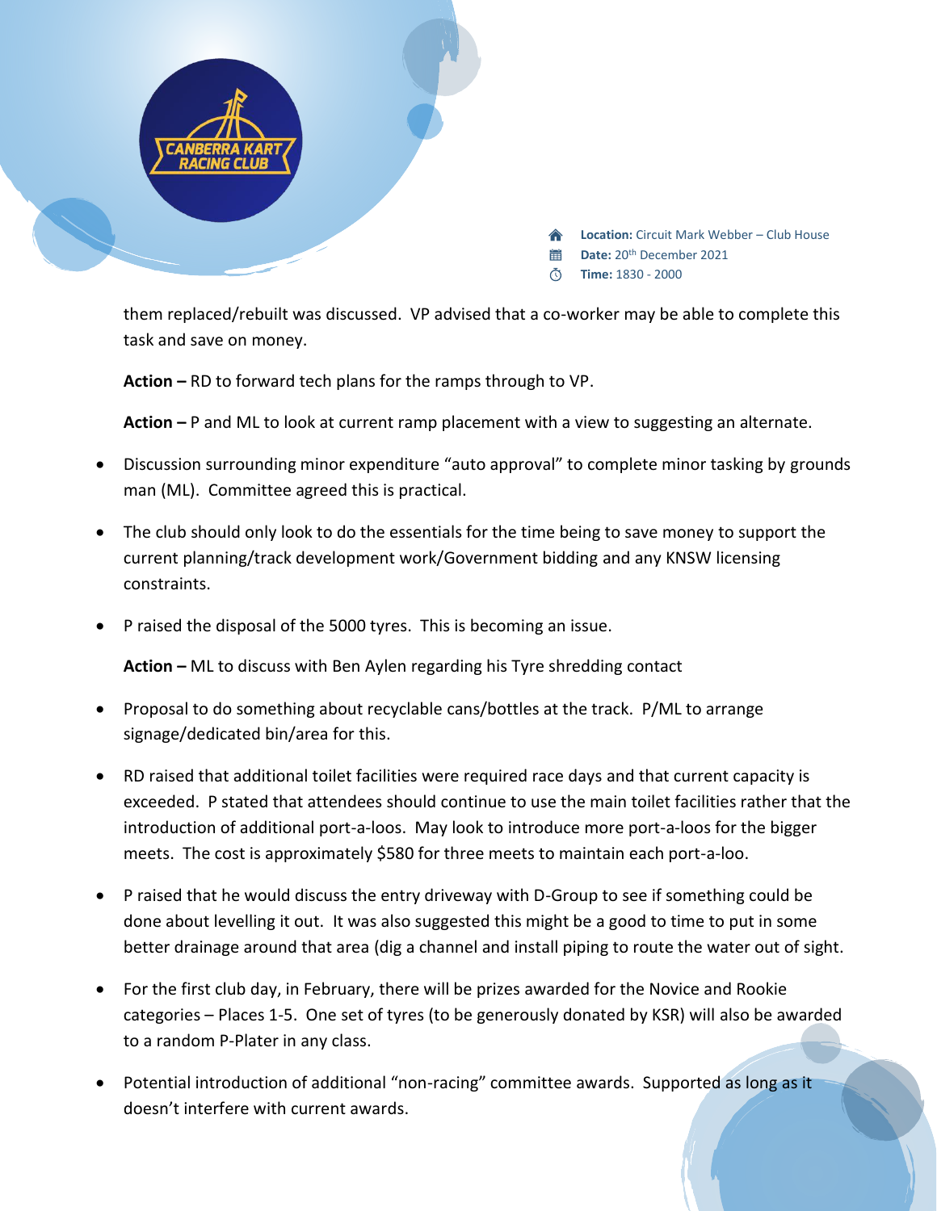them replaced/rebuilt was discussed. VP advised that a co-worker may be able to complete this task and save on money.

**Action –** RD to forward tech plans for the ramps through to VP.

**Action –** P and ML to look at current ramp placement with a view to suggesting an alternate.

- Discussion surrounding minor expenditure "auto approval" to complete minor tasking by grounds man (ML). Committee agreed this is practical.

- The club should only look to do the essentials for the time being to save money to support the current planning/track development work/Government bidding and any KNSW licensing constraints.

- P raised the disposal of the 5000 tyres. This is becoming an issue.

  **Action –** ML to discuss with Ben Aylen regarding his Tyre shredding contact

- Proposal to do something about recyclable cans/bottles at the track. P/ML to arrange signage/dedicated bin/area for this.

- RD raised that additional toilet facilities were required race days and that current capacity is exceeded. P stated that attendees should continue to use the main toilet facilities rather that the introduction of additional port-a-loos. May look to introduce more port-a-loos for the bigger meets. The cost is approximately $580 for three meets to maintain each port-a-loo.

- P raised that he would discuss the entry driveway with D-Group to see if something could be done about levelling it out. It was also suggested this might be a good to time to put in some better drainage around that area (dig a channel and install piping to route the water out of sight.

- For the first club day, in February, there will be prizes awarded for the Novice and Rookie categories – Places 1-5. One set of tyres (to be generously donated by KSR) will also be awarded to a random P-Plater in any class.

- Potential introduction of additional "non-racing" committee awards. Supported as long as it doesn't interfere with current awards.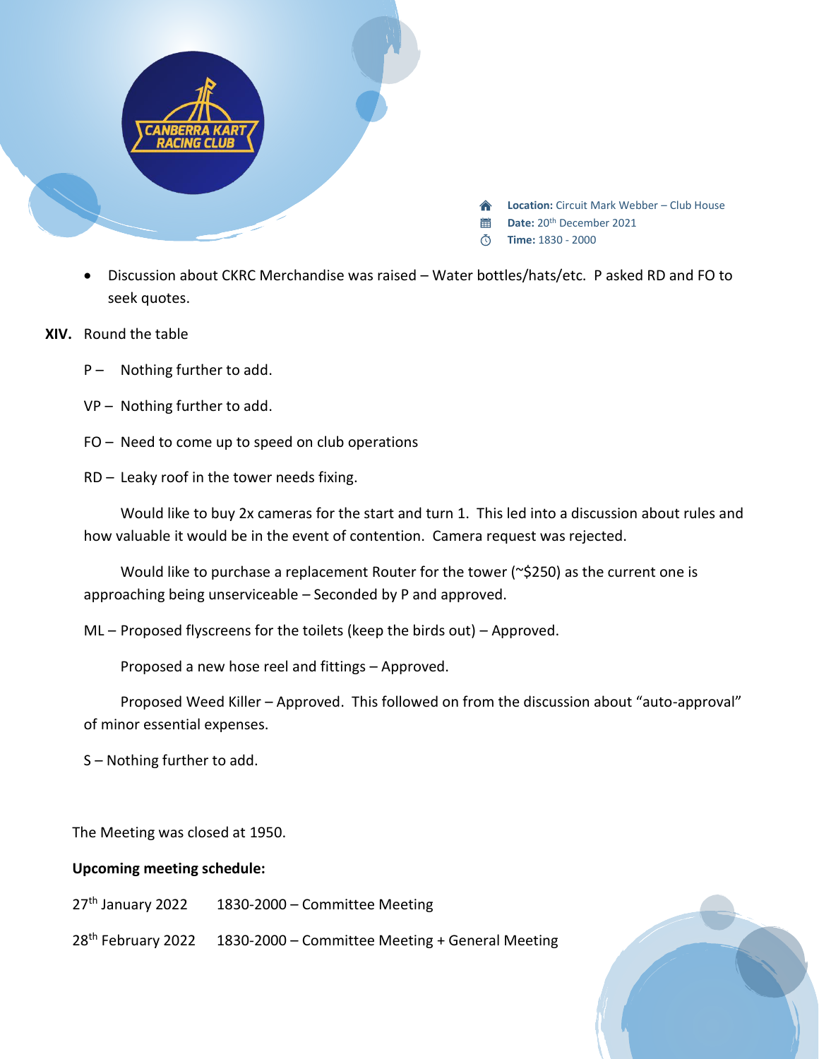**Location:** Circuit Mark Webber – Club House
**Date:** 20th December 2021
**Time:** 1830 - 2000

- Discussion about CKRC Merchandise was raised – Water bottles/hats/etc. P asked RD and FO to seek quotes.

**XIV.** Round the table

P – Nothing further to add.

VP – Nothing further to add.

FO – Need to come up to speed on club operations

RD – Leaky roof in the tower needs fixing.

Would like to buy 2x cameras for the start and turn 1. This led into a discussion about rules and how valuable it would be in the event of contention. Camera request was rejected.

Would like to purchase a replacement Router for the tower (~$250) as the current one is approaching being unserviceable – Seconded by P and approved.

ML – Proposed flyscreens for the toilets (keep the birds out) – Approved.

Proposed a new hose reel and fittings – Approved.

Proposed Weed Killer – Approved. This followed on from the discussion about "auto-approval" of minor essential expenses.

S – Nothing further to add.

The Meeting was closed at 1950.

**Upcoming meeting schedule:**

27th January 2022 1830-2000 – Committee Meeting

28th February 2022 1830-2000 – Committee Meeting + General Meeting